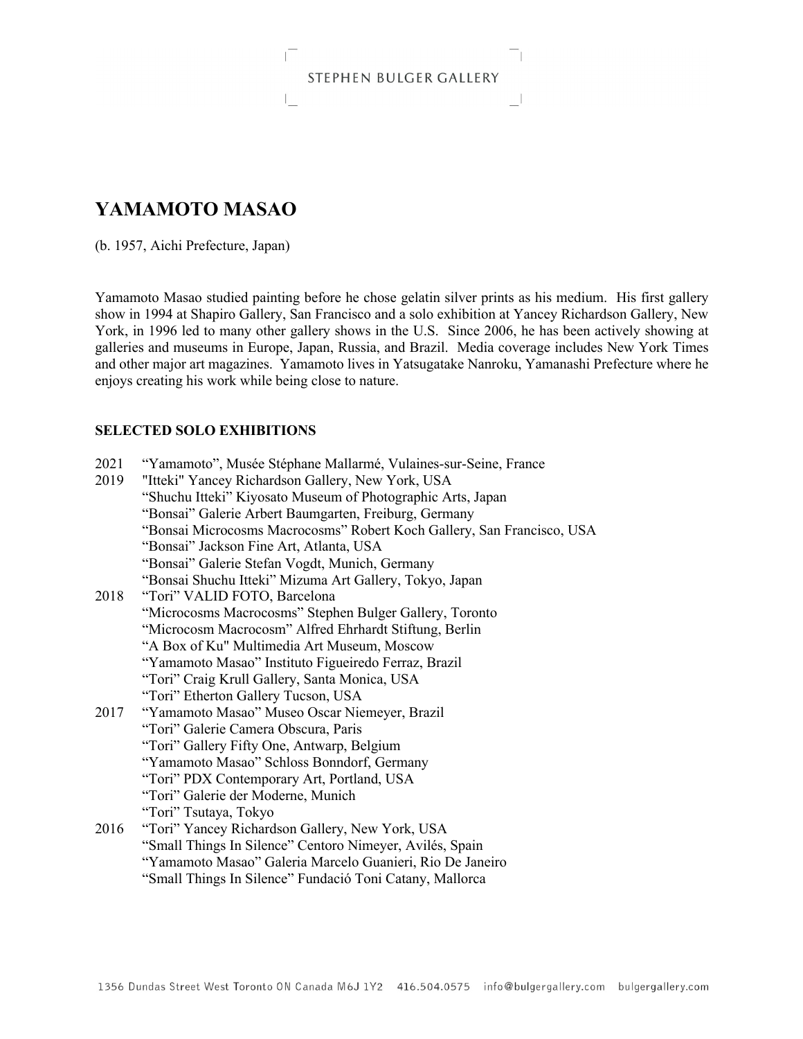STEPHEN BULGER GALLERY

# YAMAMOTO MASAO

(b. 1957, Aichi Prefecture, Japan)

Yamamoto Masao studied painting before he chose gelatin silver prints as his medium. His first gallery show in 1994 at Shapiro Gallery, San Francisco and a solo exhibition at Yancey Richardson Gallery, New York, in 1996 led to many other gallery shows in the U.S. Since 2006, he has been actively showing at galleries and museums in Europe, Japan, Russia, and Brazil. Media coverage includes New York Times and other major art magazines. Yamamoto lives in Yatsugatake Nanroku, Yamanashi Prefecture where he enjoys creating his work while being close to nature.

## SELECTED SOLO EXHIBITIONS

2021 "Yamamoto", Musée Stéphane Mallarmé, Vulaines-sur-Seine, France

2019 "Itteki" Yancey Richardson Gallery, New York, USA
"Shuchu Itteki" Kiyosato Museum of Photographic Arts, Japan
"Bonsai" Galerie Arbert Baumgarten, Freiburg, Germany
"Bonsai Microcosms Macrocosms" Robert Koch Gallery, San Francisco, USA
"Bonsai" Jackson Fine Art, Atlanta, USA
"Bonsai" Galerie Stefan Vogdt, Munich, Germany
"Bonsai Shuchu Itteki" Mizuma Art Gallery, Tokyo, Japan

2018 "Tori" VALID FOTO, Barcelona
"Microcosms Macrocosms" Stephen Bulger Gallery, Toronto
"Microcosm Macrocosm" Alfred Ehrhardt Stiftung, Berlin
"A Box of Ku" Multimedia Art Museum, Moscow
"Yamamoto Masao" Instituto Figueiredo Ferraz, Brazil
"Tori" Craig Krull Gallery, Santa Monica, USA
"Tori" Etherton Gallery Tucson, USA

2017 "Yamamoto Masao" Museo Oscar Niemeyer, Brazil
"Tori" Galerie Camera Obscura, Paris
"Tori" Gallery Fifty One, Antwarp, Belgium
"Yamamoto Masao" Schloss Bonndorf, Germany
"Tori" PDX Contemporary Art, Portland, USA
"Tori" Galerie der Moderne, Munich
"Tori" Tsutaya, Tokyo

2016 "Tori" Yancey Richardson Gallery, New York, USA
"Small Things In Silence" Centoro Nimeyer, Avilés, Spain
"Yamamoto Masao" Galeria Marcelo Guanieri, Rio De Janeiro
"Small Things In Silence" Fundació Toni Catany, Mallorca

1356 Dundas Street West Toronto ON Canada M6J 1Y2 416.504.0575 info@bulgergallery.com bulgergallery.com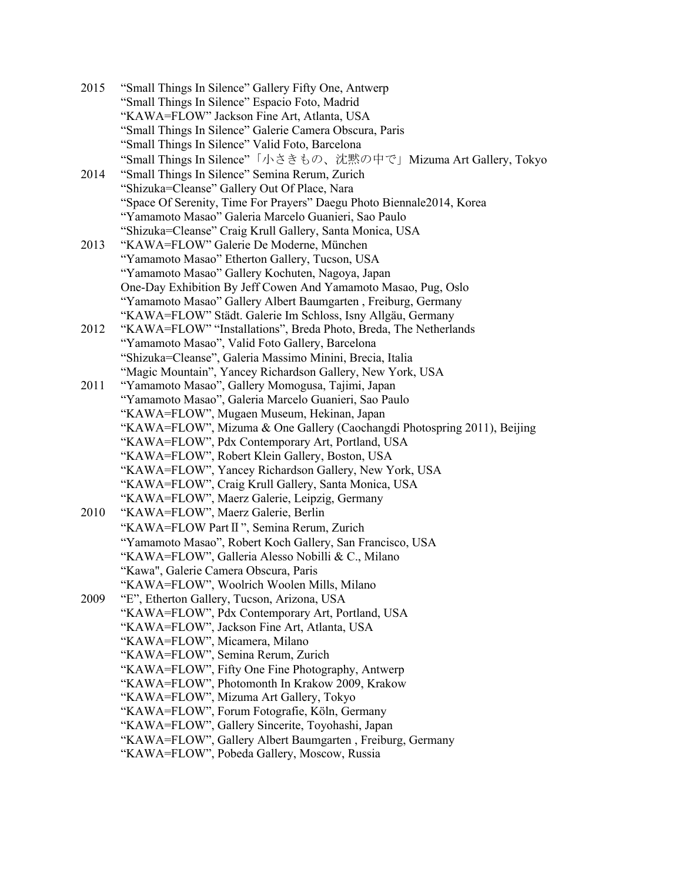2015 "Small Things In Silence" Gallery Fifty One, Antwerp
"Small Things In Silence" Espacio Foto, Madrid
"KAWA=FLOW" Jackson Fine Art, Atlanta, USA
"Small Things In Silence" Galerie Camera Obscura, Paris
"Small Things In Silence" Valid Foto, Barcelona
"Small Things In Silence"「小さきもの、沈黙の中で」Mizuma Art Gallery, Tokyo

2014 "Small Things In Silence" Semina Rerum, Zurich
"Shizuka=Cleanse" Gallery Out Of Place, Nara
"Space Of Serenity, Time For Prayers" Daegu Photo Biennale2014, Korea
"Yamamoto Masao" Galeria Marcelo Guanieri, Sao Paulo
"Shizuka=Cleanse" Craig Krull Gallery, Santa Monica, USA

2013 "KAWA=FLOW" Galerie De Moderne, München
"Yamamoto Masao" Etherton Gallery, Tucson, USA
"Yamamoto Masao" Gallery Kochuten, Nagoya, Japan
One-Day Exhibition By Jeff Cowen And Yamamoto Masao, Pug, Oslo
"Yamamoto Masao" Gallery Albert Baumgarten , Freiburg, Germany
"KAWA=FLOW" Städt. Galerie Im Schloss, Isny Allgäu, Germany

2012 "KAWA=FLOW" "Installations", Breda Photo, Breda, The Netherlands
"Yamamoto Masao", Valid Foto Gallery, Barcelona
"Shizuka=Cleanse", Galeria Massimo Minini, Brecia, Italia
"Magic Mountain", Yancey Richardson Gallery, New York, USA

2011 "Yamamoto Masao", Gallery Momogusa, Tajimi, Japan
"Yamamoto Masao", Galeria Marcelo Guanieri, Sao Paulo
"KAWA=FLOW", Mugaen Museum, Hekinan, Japan
"KAWA=FLOW", Mizuma & One Gallery (Caochangdi Photospring 2011), Beijing
"KAWA=FLOW", Pdx Contemporary Art, Portland, USA
"KAWA=FLOW", Robert Klein Gallery, Boston, USA
"KAWA=FLOW", Yancey Richardson Gallery, New York, USA
"KAWA=FLOW", Craig Krull Gallery, Santa Monica, USA
"KAWA=FLOW", Maerz Galerie, Leipzig, Germany

2010 "KAWA=FLOW", Maerz Galerie, Berlin
"KAWA=FLOW PartⅡ", Semina Rerum, Zurich
"Yamamoto Masao", Robert Koch Gallery, San Francisco, USA
"KAWA=FLOW", Galleria Alesso Nobilli & C., Milano
"Kawa", Galerie Camera Obscura, Paris
"KAWA=FLOW", Woolrich Woolen Mills, Milano

2009 "E", Etherton Gallery, Tucson, Arizona, USA
"KAWA=FLOW", Pdx Contemporary Art, Portland, USA
"KAWA=FLOW", Jackson Fine Art, Atlanta, USA
"KAWA=FLOW", Micamera, Milano
"KAWA=FLOW", Semina Rerum, Zurich
"KAWA=FLOW", Fifty One Fine Photography, Antwerp
"KAWA=FLOW", Photomonth In Krakow 2009, Krakow
"KAWA=FLOW", Mizuma Art Gallery, Tokyo
"KAWA=FLOW", Forum Fotografie, Köln, Germany
"KAWA=FLOW", Gallery Sincerite, Toyohashi, Japan
"KAWA=FLOW", Gallery Albert Baumgarten , Freiburg, Germany
"KAWA=FLOW", Pobeda Gallery, Moscow, Russia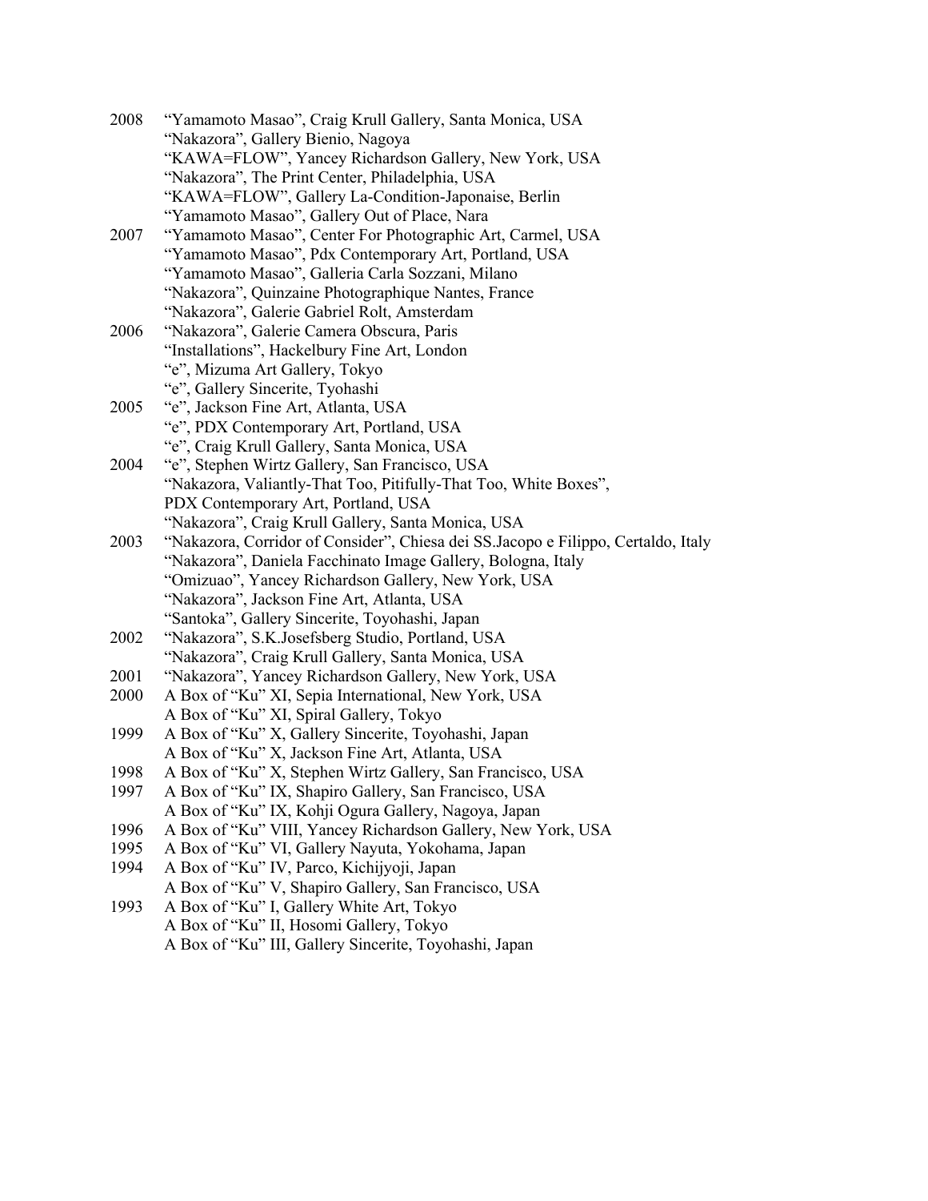2008 "Yamamoto Masao", Craig Krull Gallery, Santa Monica, USA
"Nakazora", Gallery Bienio, Nagoya
"KAWA=FLOW", Yancey Richardson Gallery, New York, USA
"Nakazora", The Print Center, Philadelphia, USA
"KAWA=FLOW", Gallery La-Condition-Japonaise, Berlin
"Yamamoto Masao", Gallery Out of Place, Nara

2007 "Yamamoto Masao", Center For Photographic Art, Carmel, USA
"Yamamoto Masao", Pdx Contemporary Art, Portland, USA
"Yamamoto Masao", Galleria Carla Sozzani, Milano
"Nakazora", Quinzaine Photographique Nantes, France
"Nakazora", Galerie Gabriel Rolt, Amsterdam

2006 "Nakazora", Galerie Camera Obscura, Paris
"Installations", Hackelbury Fine Art, London
"e", Mizuma Art Gallery, Tokyo
"e", Gallery Sincerite, Tyohashi

2005 "e", Jackson Fine Art, Atlanta, USA
"e", PDX Contemporary Art, Portland, USA
"e", Craig Krull Gallery, Santa Monica, USA

2004 "e", Stephen Wirtz Gallery, San Francisco, USA
"Nakazora, Valiantly-That Too, Pitifully-That Too, White Boxes", PDX Contemporary Art, Portland, USA
"Nakazora", Craig Krull Gallery, Santa Monica, USA

2003 "Nakazora, Corridor of Consider", Chiesa dei SS.Jacopo e Filippo, Certaldo, Italy
"Nakazora", Daniela Facchinato Image Gallery, Bologna, Italy
"Omizuao", Yancey Richardson Gallery, New York, USA
"Nakazora", Jackson Fine Art, Atlanta, USA
"Santoka", Gallery Sincerite, Toyohashi, Japan

2002 "Nakazora", S.K.Josefsberg Studio, Portland, USA
"Nakazora", Craig Krull Gallery, Santa Monica, USA

2001 "Nakazora", Yancey Richardson Gallery, New York, USA

2000 A Box of "Ku" XI, Sepia International, New York, USA
A Box of "Ku" XI, Spiral Gallery, Tokyo

1999 A Box of "Ku" X, Gallery Sincerite, Toyohashi, Japan
A Box of "Ku" X, Jackson Fine Art, Atlanta, USA

1998 A Box of "Ku" X, Stephen Wirtz Gallery, San Francisco, USA

1997 A Box of "Ku" IX, Shapiro Gallery, San Francisco, USA
A Box of "Ku" IX, Kohji Ogura Gallery, Nagoya, Japan

1996 A Box of "Ku" VIII, Yancey Richardson Gallery, New York, USA

1995 A Box of "Ku" VI, Gallery Nayuta, Yokohama, Japan

1994 A Box of "Ku" IV, Parco, Kichijyoji, Japan
A Box of "Ku" V, Shapiro Gallery, San Francisco, USA

1993 A Box of "Ku" I, Gallery White Art, Tokyo
A Box of "Ku" II, Hosomi Gallery, Tokyo
A Box of "Ku" III, Gallery Sincerite, Toyohashi, Japan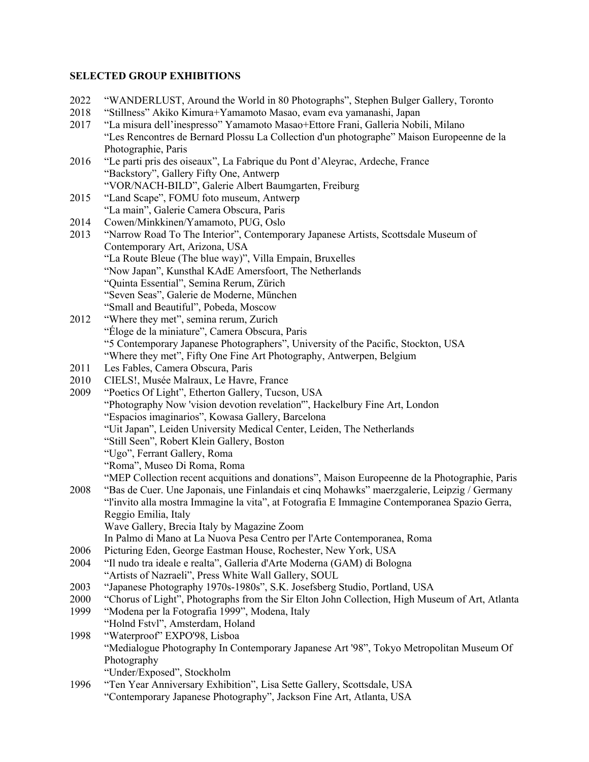## SELECTED GROUP EXHIBITIONS

2022 "WANDERLUST, Around the World in 80 Photographs", Stephen Bulger Gallery, Toronto

2018 "Stillness" Akiko Kimura+Yamamoto Masao, evam eva yamanashi, Japan

2017 "La misura dell'inespresso" Yamamoto Masao+Ettore Frani, Galleria Nobili, Milano
"Les Rencontres de Bernard Plossu La Collection d'un photographe" Maison Europeenne de la Photographie, Paris

2016 "Le parti pris des oiseaux", La Fabrique du Pont d'Aleyrac, Ardeche, France
"Backstory", Gallery Fifty One, Antwerp
"VOR/NACH-BILD", Galerie Albert Baumgarten, Freiburg

2015 "Land Scape", FOMU foto museum, Antwerp
"La main", Galerie Camera Obscura, Paris

2014 Cowen/Minkkinen/Yamamoto, PUG, Oslo

2013 "Narrow Road To The Interior", Contemporary Japanese Artists, Scottsdale Museum of Contemporary Art, Arizona, USA
"La Route Bleue (The blue way)", Villa Empain, Bruxelles
"Now Japan", Kunsthal KAdE Amersfoort, The Netherlands
"Quinta Essential", Semina Rerum, Zürich
"Seven Seas", Galerie de Moderne, München
"Small and Beautiful", Pobeda, Moscow

2012 "Where they met", semina rerum, Zurich
"Éloge de la miniature", Camera Obscura, Paris
"5 Contemporary Japanese Photographers", University of the Pacific, Stockton, USA
"Where they met", Fifty One Fine Art Photography, Antwerpen, Belgium

2011 Les Fables, Camera Obscura, Paris

2010 CIELS!, Musée Malraux, Le Havre, France

2009 "Poetics Of Light", Etherton Gallery, Tucson, USA
"Photography Now 'vision devotion revelation'", Hackelbury Fine Art, London
"Espacios imaginarios", Kowasa Gallery, Barcelona
"Uit Japan", Leiden University Medical Center, Leiden, The Netherlands
"Still Seen", Robert Klein Gallery, Boston
"Ugo", Ferrant Gallery, Roma
"Roma", Museo Di Roma, Roma
"MEP Collection recent acquitions and donations", Maison Europeenne de la Photographie, Paris

2008 "Bas de Cuer. Une Japonais, une Finlandais et cinq Mohawks" maerzgalerie, Leipzig / Germany
"l'invito alla mostra Immagine la vita", at Fotografia E Immagine Contemporanea Spazio Gerra, Reggio Emilia, Italy
Wave Gallery, Brecia Italy by Magazine Zoom
In Palmo di Mano at La Nuova Pesa Centro per l'Arte Contemporanea, Roma

2006 Picturing Eden, George Eastman House, Rochester, New York, USA

2004 "Il nudo tra ideale e realta", Galleria d'Arte Moderna (GAM) di Bologna
"Artists of Nazraeli", Press White Wall Gallery, SOUL

2003 "Japanese Photography 1970s-1980s", S.K. Josefsberg Studio, Portland, USA

2000 "Chorus of Light", Photographs from the Sir Elton John Collection, High Museum of Art, Atlanta

1999 "Modena per la Fotografia 1999", Modena, Italy
"Holnd Fstvl", Amsterdam, Holand

1998 "Waterproof" EXPO'98, Lisboa
"Medialogue Photography In Contemporary Japanese Art '98", Tokyo Metropolitan Museum Of Photography
"Under/Exposed", Stockholm

1996 "Ten Year Anniversary Exhibition", Lisa Sette Gallery, Scottsdale, USA
"Contemporary Japanese Photography", Jackson Fine Art, Atlanta, USA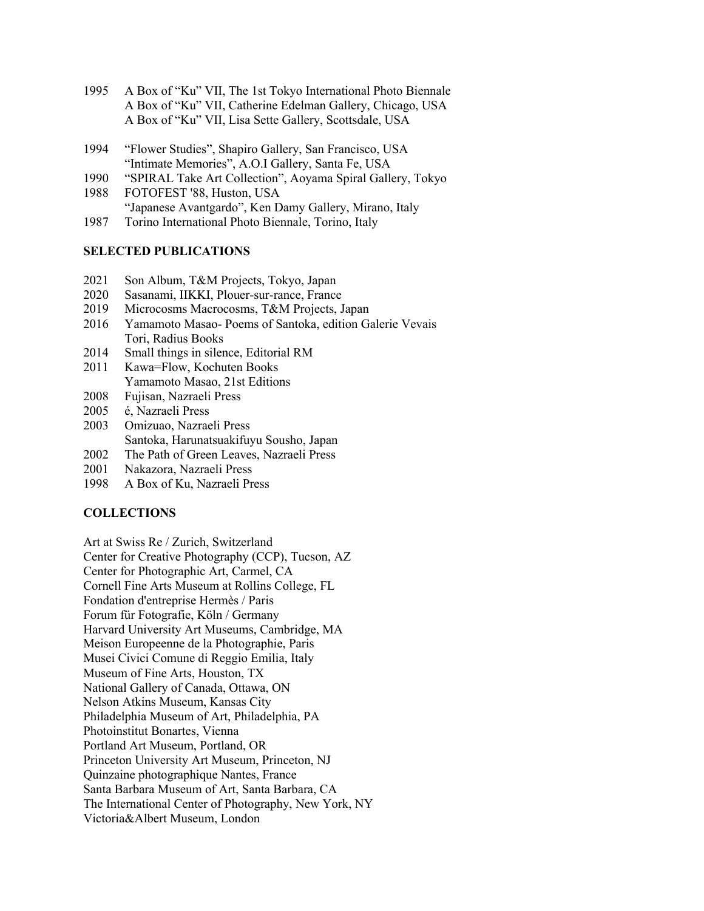1995 A Box of "Ku" VII, The 1st Tokyo International Photo Biennale
A Box of "Ku" VII, Catherine Edelman Gallery, Chicago, USA
A Box of "Ku" VII, Lisa Sette Gallery, Scottsdale, USA

1994 "Flower Studies", Shapiro Gallery, San Francisco, USA
"Intimate Memories", A.O.I Gallery, Santa Fe, USA
1990 "SPIRAL Take Art Collection", Aoyama Spiral Gallery, Tokyo
1988 FOTOFEST '88, Huston, USA
"Japanese Avantgardo", Ken Damy Gallery, Mirano, Italy
1987 Torino International Photo Biennale, Torino, Italy

**SELECTED PUBLICATIONS**

2021 Son Album, T&M Projects, Tokyo, Japan
2020 Sasanami, IIKKI, Plouer-sur-rance, France
2019 Microcosms Macrocosms, T&M Projects, Japan
2016 Yamamoto Masao- Poems of Santoka, edition Galerie Vevais
Tori, Radius Books
2014 Small things in silence, Editorial RM
2011 Kawa=Flow, Kochuten Books
Yamamoto Masao, 21st Editions
2008 Fujisan, Nazraeli Press
2005 é, Nazraeli Press
2003 Omizuao, Nazraeli Press
Santoka, Harunatsuakifuyu Sousho, Japan
2002 The Path of Green Leaves, Nazraeli Press
2001 Nakazora, Nazraeli Press
1998 A Box of Ku, Nazraeli Press

**COLLECTIONS**

Art at Swiss Re / Zurich, Switzerland
Center for Creative Photography (CCP), Tucson, AZ
Center for Photographic Art, Carmel, CA
Cornell Fine Arts Museum at Rollins College, FL
Fondation d'entreprise Hermès / Paris
Forum für Fotografie, Köln / Germany
Harvard University Art Museums, Cambridge, MA
Meison Europeenne de la Photographie, Paris
Musei Civici Comune di Reggio Emilia, Italy
Museum of Fine Arts, Houston, TX
National Gallery of Canada, Ottawa, ON
Nelson Atkins Museum, Kansas City
Philadelphia Museum of Art, Philadelphia, PA
Photoinstitut Bonartes, Vienna
Portland Art Museum, Portland, OR
Princeton University Art Museum, Princeton, NJ
Quinzaine photographique Nantes, France
Santa Barbara Museum of Art, Santa Barbara, CA
The International Center of Photography, New York, NY
Victoria&Albert Museum, London